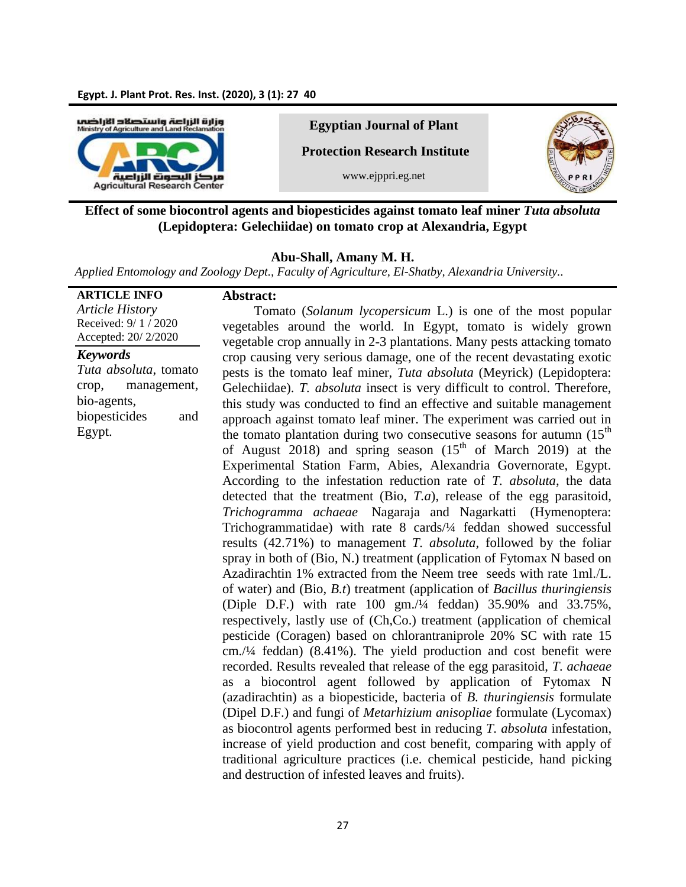**Egyptian Journal of Plant Protection Research Institute**

www.ejppri.eg.net

# Effect of some biocontrol agents and biopesticides against tomato leaf miner *Tuta absoluta* (Lepidoptera: Gelechiidae) on tomato crop at Alexandria, Egypt

**Abu-Shall, Amany M. H.**

*Applied Entomology and Zoology Dept., Faculty of Agriculture, El-Shatby, Alexandria University..*

**ARTICLE INFO**

*Article History*
Received: 9/ 1 / 2020
Accepted: 20/ 2/2020

***Keywords***
*Tuta absoluta*, tomato crop, management, bio-agents, biopesticides and Egypt.

**Abstract:**

Tomato (*Solanum lycopersicum* L.) is one of the most popular vegetables around the world. In Egypt, tomato is widely grown vegetable crop annually in 2-3 plantations. Many pests attacking tomato crop causing very serious damage, one of the recent devastating exotic pests is the tomato leaf miner, *Tuta absoluta* (Meyrick) (Lepidoptera: Gelechiidae). *T. absoluta* insect is very difficult to control. Therefore, this study was conducted to find an effective and suitable management approach against tomato leaf miner. The experiment was carried out in the tomato plantation during two consecutive seasons for autumn (15th of August 2018) and spring season (15th of March 2019) at the Experimental Station Farm, Abies, Alexandria Governorate, Egypt. According to the infestation reduction rate of *T. absoluta*, the data detected that the treatment (Bio, *T.a*), release of the egg parasitoid, *Trichogramma achaeae* Nagaraja and Nagarkatti (Hymenoptera: Trichogrammatidae) with rate 8 cards/¼ feddan showed successful results (42.71%) to management *T. absoluta*, followed by the foliar spray in both of (Bio, N.) treatment (application of Fytomax N based on Azadirachtin 1% extracted from the Neem tree seeds with rate 1ml./L. of water) and (Bio, *B.t*) treatment (application of *Bacillus thuringiensis* (Diple D.F.) with rate 100 gm./¼ feddan) 35.90% and 33.75%, respectively, lastly use of (Ch,Co.) treatment (application of chemical pesticide (Coragen) based on chlorantraniprole 20% SC with rate 15 cm./¼ feddan) (8.41%). The yield production and cost benefit were recorded. Results revealed that release of the egg parasitoid, *T. achaeae* as a biocontrol agent followed by application of Fytomax N (azadirachtin) as a biopesticide, bacteria of *B. thuringiensis* formulate (Dipel D.F.) and fungi of *Metarhizium anisopliae* formulate (Lycomax) as biocontrol agents performed best in reducing *T. absoluta* infestation, increase of yield production and cost benefit, comparing with apply of traditional agriculture practices (i.e. chemical pesticide, hand picking and destruction of infested leaves and fruits).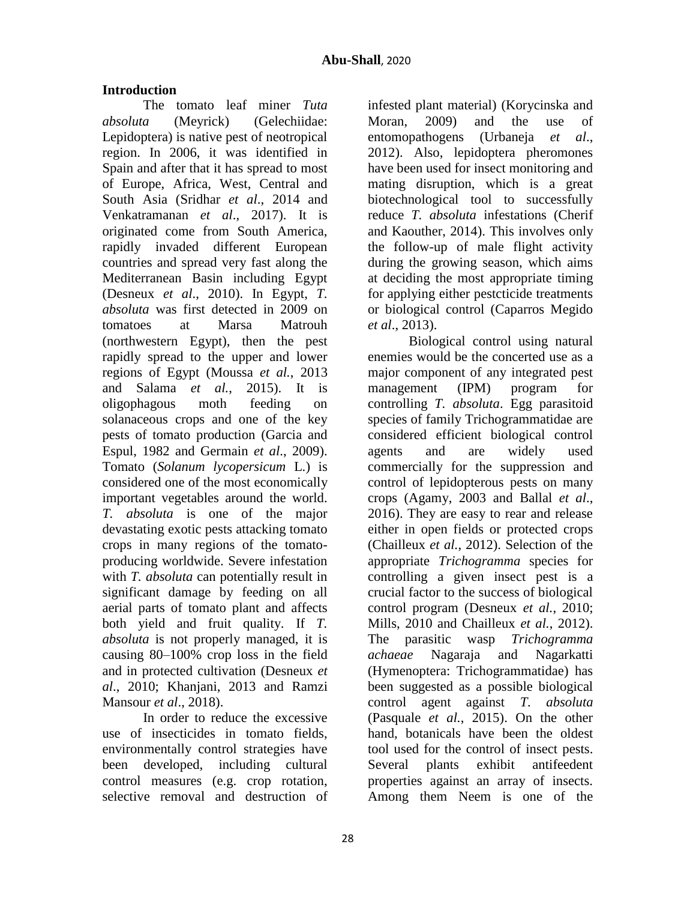## Introduction

The tomato leaf miner *Tuta absoluta* (Meyrick) (Gelechiidae: Lepidoptera) is native pest of neotropical region. In 2006, it was identified in Spain and after that it has spread to most of Europe, Africa, West, Central and South Asia (Sridhar *et al*., 2014 and Venkatramanan *et al*., 2017). It is originated come from South America, rapidly invaded different European countries and spread very fast along the Mediterranean Basin including Egypt (Desneux *et al*., 2010). In Egypt, *T. absoluta* was first detected in 2009 on tomatoes at Marsa Matrouh (northwestern Egypt), then the pest rapidly spread to the upper and lower regions of Egypt (Moussa *et al.*, 2013 and Salama *et al.*, 2015). It is oligophagous moth feeding on solanaceous crops and one of the key pests of tomato production (Garcia and Espul, 1982 and Germain *et al*., 2009). Tomato (*Solanum lycopersicum* L.) is considered one of the most economically important vegetables around the world. *T. absoluta* is one of the major devastating exotic pests attacking tomato crops in many regions of the tomato-producing worldwide. Severe infestation with *T. absoluta* can potentially result in significant damage by feeding on all aerial parts of tomato plant and affects both yield and fruit quality. If *T. absoluta* is not properly managed, it is causing 80–100% crop loss in the field and in protected cultivation (Desneux *et al*., 2010; Khanjani, 2013 and Ramzi Mansour *et al*., 2018).

In order to reduce the excessive use of insecticides in tomato fields, environmentally control strategies have been developed, including cultural control measures (e.g. crop rotation, selective removal and destruction of infested plant material) (Korycinska and Moran, 2009) and the use of entomopathogens (Urbaneja *et al*., 2012). Also, lepidoptera pheromones have been used for insect monitoring and mating disruption, which is a great biotechnological tool to successfully reduce *T. absoluta* infestations (Cherif and Kaouther, 2014). This involves only the follow-up of male flight activity during the growing season, which aims at deciding the most appropriate timing for applying either pestcticide treatments or biological control (Caparros Megido *et al*., 2013).

Biological control using natural enemies would be the concerted use as a major component of any integrated pest management (IPM) program for controlling *T. absoluta*. Egg parasitoid species of family Trichogrammatidae are considered efficient biological control agents and are widely used commercially for the suppression and control of lepidopterous pests on many crops (Agamy, 2003 and Ballal *et al*., 2016). They are easy to rear and release either in open fields or protected crops (Chailleux *et al.*, 2012). Selection of the appropriate *Trichogramma* species for controlling a given insect pest is a crucial factor to the success of biological control program (Desneux *et al.*, 2010; Mills, 2010 and Chailleux *et al.*, 2012). The parasitic wasp *Trichogramma achaeae* Nagaraja and Nagarkatti (Hymenoptera: Trichogrammatidae) has been suggested as a possible biological control agent against *T. absoluta* (Pasquale *et al.*, 2015). On the other hand, botanicals have been the oldest tool used for the control of insect pests. Several plants exhibit antifeedent properties against an array of insects. Among them Neem is one of the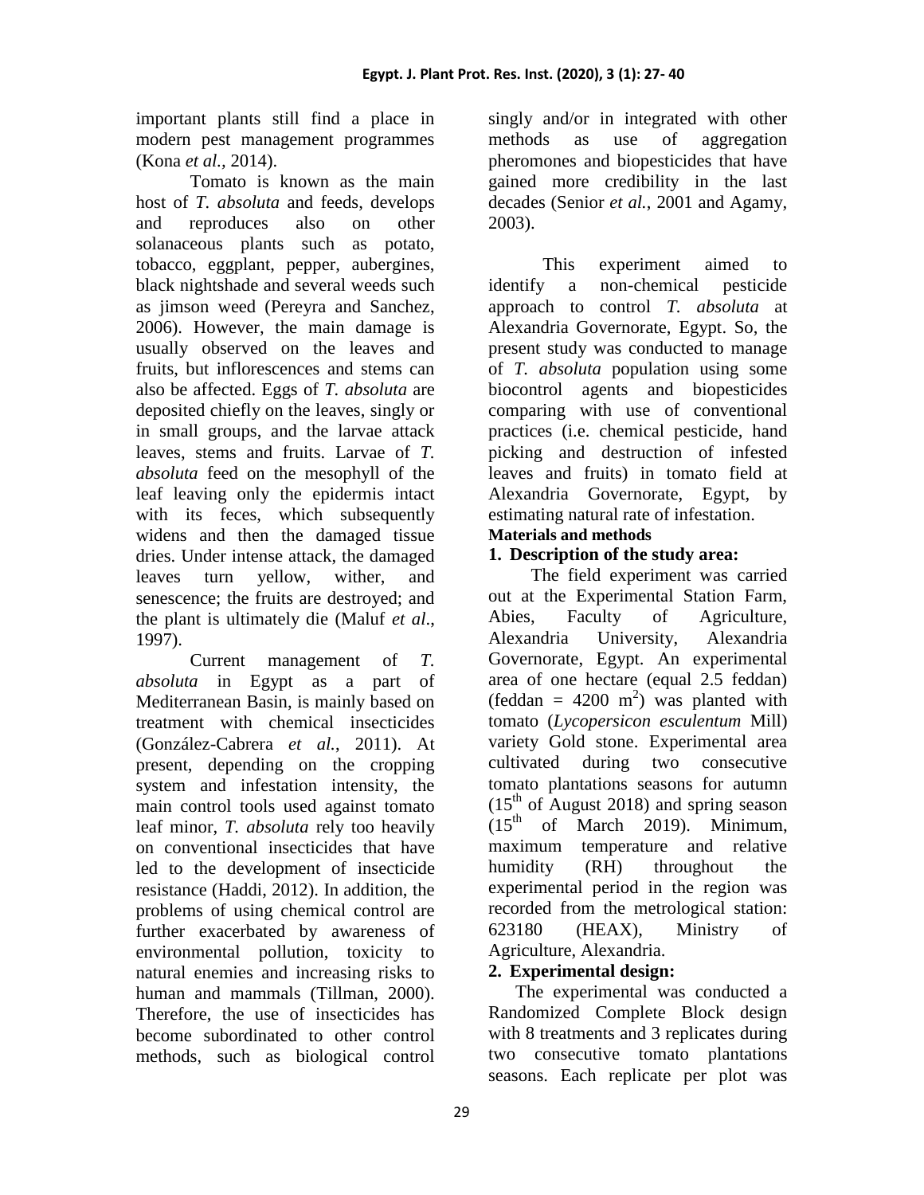important plants still find a place in modern pest management programmes (Kona *et al.*, 2014).

Tomato is known as the main host of *T. absoluta* and feeds, develops and reproduces also on other solanaceous plants such as potato, tobacco, eggplant, pepper, aubergines, black nightshade and several weeds such as jimson weed (Pereyra and Sanchez, 2006). However, the main damage is usually observed on the leaves and fruits, but inflorescences and stems can also be affected. Eggs of *T. absoluta* are deposited chiefly on the leaves, singly or in small groups, and the larvae attack leaves, stems and fruits. Larvae of *T. absoluta* feed on the mesophyll of the leaf leaving only the epidermis intact with its feces, which subsequently widens and then the damaged tissue dries. Under intense attack, the damaged leaves turn yellow, wither, and senescence; the fruits are destroyed; and the plant is ultimately die (Maluf *et al.*, 1997).

Current management of *T. absoluta* in Egypt as a part of Mediterranean Basin, is mainly based on treatment with chemical insecticides (González-Cabrera *et al.*, 2011). At present, depending on the cropping system and infestation intensity, the main control tools used against tomato leaf minor, *T. absoluta* rely too heavily on conventional insecticides that have led to the development of insecticide resistance (Haddi, 2012). In addition, the problems of using chemical control are further exacerbated by awareness of environmental pollution, toxicity to natural enemies and increasing risks to human and mammals (Tillman, 2000). Therefore, the use of insecticides has become subordinated to other control methods, such as biological control singly and/or in integrated with other methods as use of aggregation pheromones and biopesticides that have gained more credibility in the last decades (Senior *et al.*, 2001 and Agamy, 2003).

This experiment aimed to identify a non-chemical pesticide approach to control *T. absoluta* at Alexandria Governorate, Egypt. So, the present study was conducted to manage of *T. absoluta* population using some biocontrol agents and biopesticides comparing with use of conventional practices (i.e. chemical pesticide, hand picking and destruction of infested leaves and fruits) in tomato field at Alexandria Governorate, Egypt, by estimating natural rate of infestation.

## Materials and methods

### 1. Description of the study area:

The field experiment was carried out at the Experimental Station Farm, Abies, Faculty of Agriculture, Alexandria University, Alexandria Governorate, Egypt. An experimental area of one hectare (equal 2.5 feddan) (feddan = 4200 $m^2$) was planted with tomato (*Lycopersicon esculentum* Mill) variety Gold stone. Experimental area cultivated during two consecutive tomato plantations seasons for autumn ($15^{th}$ of August 2018) and spring season ($15^{th}$ of March 2019). Minimum, maximum temperature and relative humidity (RH) throughout the experimental period in the region was recorded from the metrological station: 623180 (HEAX), Ministry of Agriculture, Alexandria.

### 2. Experimental design:

The experimental was conducted a Randomized Complete Block design with 8 treatments and 3 replicates during two consecutive tomato plantations seasons. Each replicate per plot was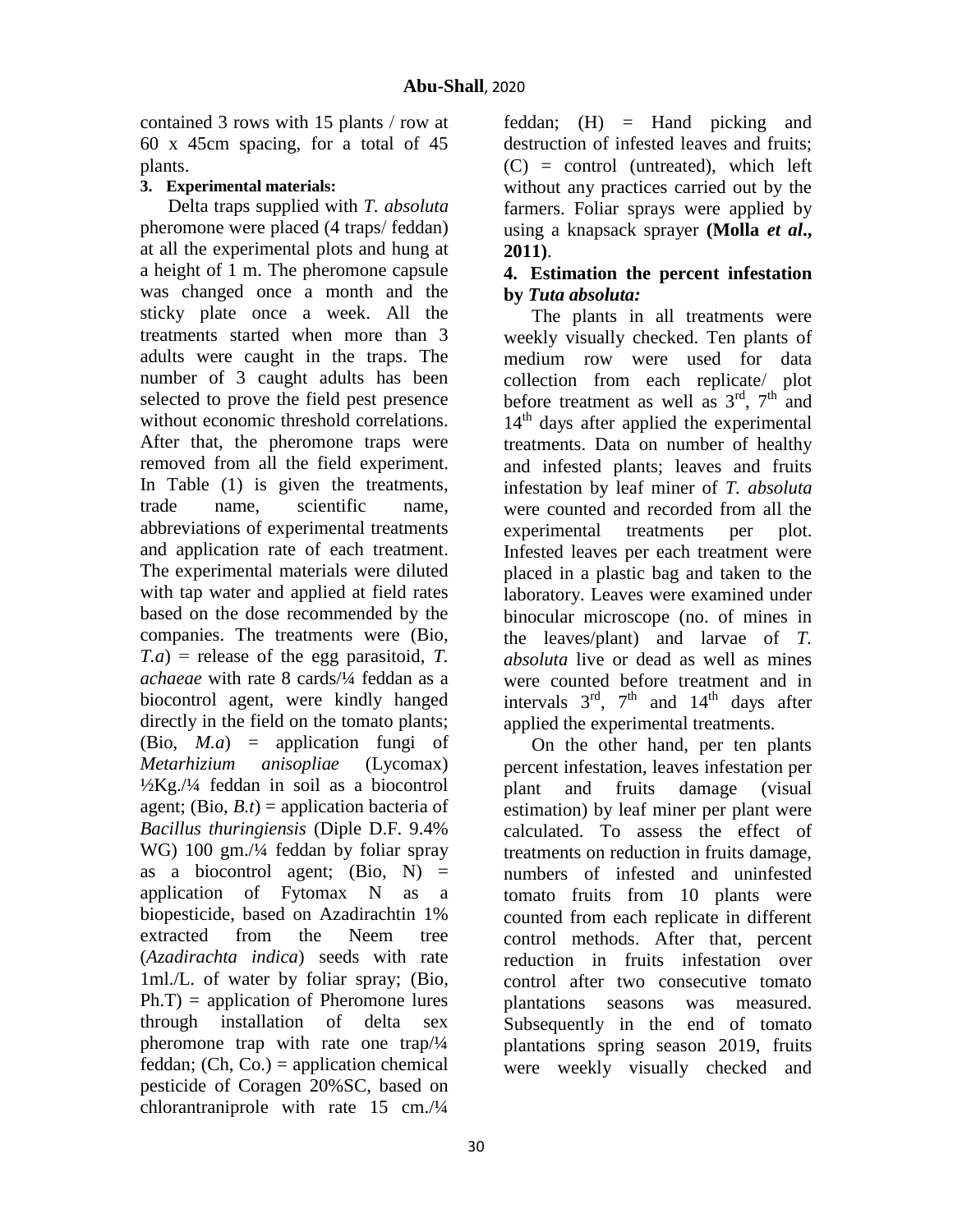contained 3 rows with 15 plants / row at 60 x 45cm spacing, for a total of 45 plants.

**3. Experimental materials:**

Delta traps supplied with *T. absoluta* pheromone were placed (4 traps/ feddan) at all the experimental plots and hung at a height of 1 m. The pheromone capsule was changed once a month and the sticky plate once a week. All the treatments started when more than 3 adults were caught in the traps. The number of 3 caught adults has been selected to prove the field pest presence without economic threshold correlations. After that, the pheromone traps were removed from all the field experiment. In Table (1) is given the treatments, trade name, scientific name, abbreviations of experimental treatments and application rate of each treatment. The experimental materials were diluted with tap water and applied at field rates based on the dose recommended by the companies. The treatments were (Bio, *T.a*) = release of the egg parasitoid, *T. achaeae* with rate 8 cards/¼ feddan as a biocontrol agent, were kindly hanged directly in the field on the tomato plants; (Bio, *M.a*) = application fungi of *Metarhizium anisopliae* (Lycomax) ½Kg./¼ feddan in soil as a biocontrol agent; (Bio, *B.t*) = application bacteria of *Bacillus thuringiensis* (Diple D.F. 9.4% WG) 100 gm./¼ feddan by foliar spray as a biocontrol agent; (Bio, N) = application of Fytomax N as a biopesticide, based on Azadirachtin 1% extracted from the Neem tree (*Azadirachta indica*) seeds with rate 1ml./L. of water by foliar spray; (Bio, Ph.T) = application of Pheromone lures through installation of delta sex pheromone trap with rate one trap/¼ feddan; (Ch, Co.) = application chemical pesticide of Coragen 20%SC, based on chlorantraniprole with rate 15 cm./¼ feddan; (H) = Hand picking and destruction of infested leaves and fruits; (C) = control (untreated), which left without any practices carried out by the farmers. Foliar sprays were applied by using a knapsack sprayer **(Molla *et al*., 2011)**.

**4. Estimation the percent infestation by *Tuta absoluta:***

The plants in all treatments were weekly visually checked. Ten plants of medium row were used for data collection from each replicate/ plot before treatment as well as 3rd, 7th and 14th days after applied the experimental treatments. Data on number of healthy and infested plants; leaves and fruits infestation by leaf miner of *T. absoluta* were counted and recorded from all the experimental treatments per plot. Infested leaves per each treatment were placed in a plastic bag and taken to the laboratory. Leaves were examined under binocular microscope (no. of mines in the leaves/plant) and larvae of *T. absoluta* live or dead as well as mines were counted before treatment and in intervals 3rd, 7th and 14th days after applied the experimental treatments.

On the other hand, per ten plants percent infestation, leaves infestation per plant and fruits damage (visual estimation) by leaf miner per plant were calculated. To assess the effect of treatments on reduction in fruits damage, numbers of infested and uninfested tomato fruits from 10 plants were counted from each replicate in different control methods. After that, percent reduction in fruits infestation over control after two consecutive tomato plantations seasons was measured. Subsequently in the end of tomato plantations spring season 2019, fruits were weekly visually checked and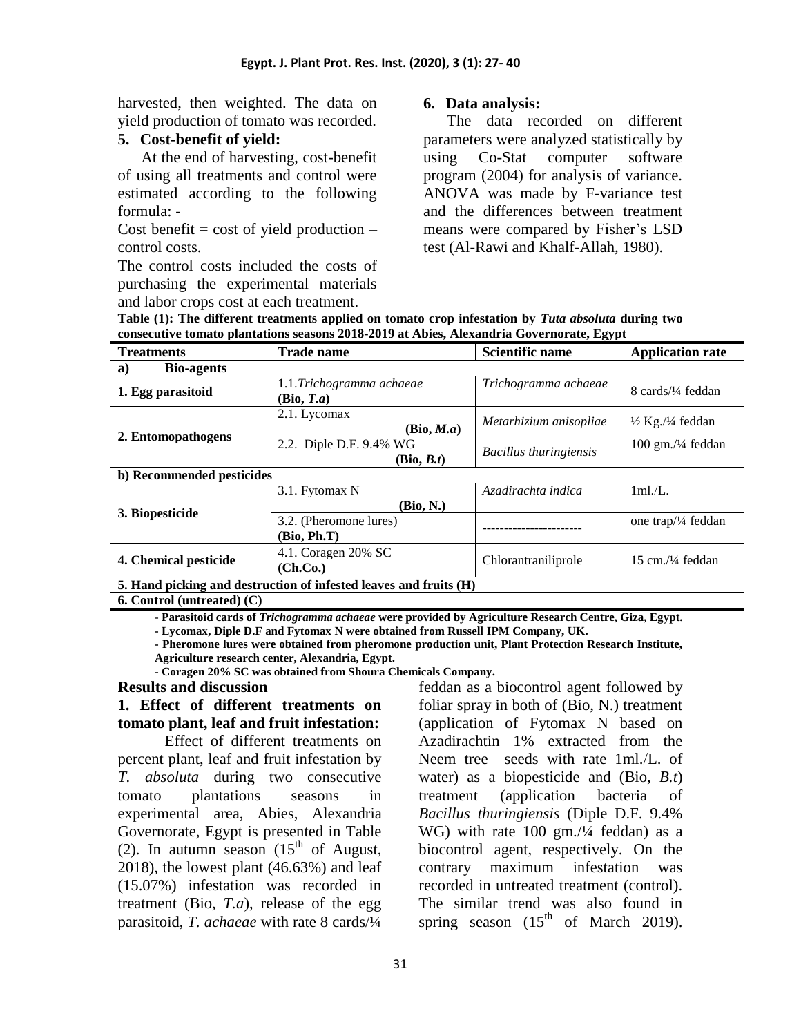harvested, then weighted. The data on yield production of tomato was recorded.

**5. Cost-benefit of yield:**

At the end of harvesting, cost-benefit of using all treatments and control were estimated according to the following formula: -

Cost benefit = cost of yield production – control costs.

The control costs included the costs of purchasing the experimental materials and labor crops cost at each treatment.

**6. Data analysis:**

The data recorded on different parameters were analyzed statistically by using Co-Stat computer software program (2004) for analysis of variance. ANOVA was made by F-variance test and the differences between treatment means were compared by Fisher's LSD test (Al-Rawi and Khalf-Allah, 1980).

**Table (1): The different treatments applied on tomato crop infestation by *Tuta absoluta* during two consecutive tomato plantations seasons 2018-2019 at Abies, Alexandria Governorate, Egypt**

| Treatments | Trade name | Scientific name | Application rate |
|---|---|---|---|
| **a) Bio-agents** | | | |
| **1. Egg parasitoid** | 1.1.*Trichogramma achaeae* **(Bio, *T.a*)** | *Trichogramma achaeae* | 8 cards/¼ feddan |
| **2. Entomopathogens** | 2.1. Lycomax **(Bio, *M.a*)** | *Metarhizium anisopliae* | ½ Kg./¼ feddan |
| | 2.2. Diple D.F. 9.4% WG **(Bio, *B.t*)** | *Bacillus thuringiensis* | 100 gm./¼ feddan |
| **b) Recommended pesticides** | | | |
| **3. Biopesticide** | 3.1. Fytomax N **(Bio, N.)** | *Azadirachta indica* | 1ml./L. |
| | 3.2. (Pheromone lures) **(Bio, Ph.T)** | ----------------------- | one trap/¼ feddan |
| **4. Chemical pesticide** | 4.1. Coragen 20% SC **(Ch.Co.)** | Chlorantraniliprole | 15 cm./¼ feddan |
| **5. Hand picking and destruction of infested leaves and fruits (H)** | | | |
| **6. Control (untreated) (C)** | | | |

- **Parasitoid cards of *Trichogramma achaeae* were provided by Agriculture Research Centre, Giza, Egypt.**
- **Lycomax, Diple D.F and Fytomax N were obtained from Russell IPM Company, UK.**
- **Pheromone lures were obtained from pheromone production unit, Plant Protection Research Institute, Agriculture research center, Alexandria, Egypt.**
- **Coragen 20% SC was obtained from Shoura Chemicals Company.**

## Results and discussion

### 1. Effect of different treatments on tomato plant, leaf and fruit infestation:

Effect of different treatments on percent plant, leaf and fruit infestation by *T. absoluta* during two consecutive tomato plantations seasons in experimental area, Abies, Alexandria Governorate, Egypt is presented in Table (2). In autumn season ($15^{th}$ of August, 2018), the lowest plant (46.63%) and leaf (15.07%) infestation was recorded in treatment (Bio, *T.a*), release of the egg parasitoid, *T. achaeae* with rate 8 cards/¼ feddan as a biocontrol agent followed by foliar spray in both of (Bio, N.) treatment (application of Fytomax N based on Azadirachtin 1% extracted from the Neem tree seeds with rate 1ml./L. of water) as a biopesticide and (Bio, *B.t*) treatment (application bacteria of *Bacillus thuringiensis* (Diple D.F. 9.4% WG) with rate 100 gm./¼ feddan) as a biocontrol agent, respectively. On the contrary maximum infestation was recorded in untreated treatment (control). The similar trend was also found in spring season ($15^{th}$ of March 2019).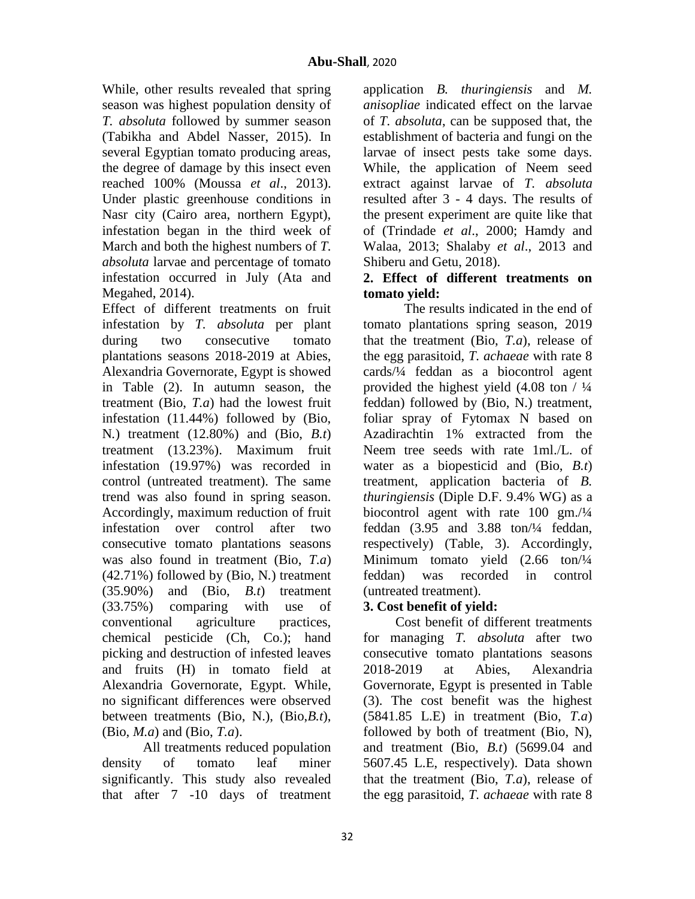While, other results revealed that spring season was highest population density of *T. absoluta* followed by summer season (Tabikha and Abdel Nasser, 2015). In several Egyptian tomato producing areas, the degree of damage by this insect even reached 100% (Moussa *et al*., 2013). Under plastic greenhouse conditions in Nasr city (Cairo area, northern Egypt), infestation began in the third week of March and both the highest numbers of *T. absoluta* larvae and percentage of tomato infestation occurred in July (Ata and Megahed, 2014).

Effect of different treatments on fruit infestation by *T. absoluta* per plant during two consecutive tomato plantations seasons 2018-2019 at Abies, Alexandria Governorate, Egypt is showed in Table (2). In autumn season, the treatment (Bio, *T.a*) had the lowest fruit infestation (11.44%) followed by (Bio, N.) treatment (12.80%) and (Bio, *B.t*) treatment (13.23%). Maximum fruit infestation (19.97%) was recorded in control (untreated treatment). The same trend was also found in spring season. Accordingly, maximum reduction of fruit infestation over control after two consecutive tomato plantations seasons was also found in treatment (Bio, *T.a*) (42.71%) followed by (Bio, N.) treatment (35.90%) and (Bio, *B.t*) treatment (33.75%) comparing with use of conventional agriculture practices, chemical pesticide (Ch, Co.); hand picking and destruction of infested leaves and fruits (H) in tomato field at Alexandria Governorate, Egypt. While, no significant differences were observed between treatments (Bio, N.), (Bio,*B.t*), (Bio, *M.a*) and (Bio, *T.a*).

All treatments reduced population density of tomato leaf miner significantly. This study also revealed that after 7 -10 days of treatment application *B. thuringiensis* and *M. anisopliae* indicated effect on the larvae of *T. absoluta*, can be supposed that, the establishment of bacteria and fungi on the larvae of insect pests take some days. While, the application of Neem seed extract against larvae of *T. absoluta* resulted after 3 - 4 days. The results of the present experiment are quite like that of (Trindade *et al*., 2000; Hamdy and Walaa, 2013; Shalaby *et al*., 2013 and Shiberu and Getu, 2018).

**2. Effect of different treatments on tomato yield:**

The results indicated in the end of tomato plantations spring season, 2019 that the treatment (Bio, *T.a*), release of the egg parasitoid, *T. achaeae* with rate 8 cards/¼ feddan as a biocontrol agent provided the highest yield (4.08 ton / ¼ feddan) followed by (Bio, N.) treatment, foliar spray of Fytomax N based on Azadirachtin 1% extracted from the Neem tree seeds with rate 1ml./L. of water as a biopesticid and (Bio, *B.t*) treatment, application bacteria of *B. thuringiensis* (Diple D.F. 9.4% WG) as a biocontrol agent with rate 100 gm./¼ feddan (3.95 and 3.88 ton/¼ feddan, respectively) (Table, 3). Accordingly, Minimum tomato yield (2.66 ton/¼ feddan) was recorded in control (untreated treatment).

**3. Cost benefit of yield:**

Cost benefit of different treatments for managing *T. absoluta* after two consecutive tomato plantations seasons 2018-2019 at Abies, Alexandria Governorate, Egypt is presented in Table (3). The cost benefit was the highest (5841.85 L.E) in treatment (Bio, *T.a*) followed by both of treatment (Bio, N), and treatment (Bio, *B.t*) (5699.04 and 5607.45 L.E, respectively). Data shown that the treatment (Bio, *T.a*), release of the egg parasitoid, *T. achaeae* with rate 8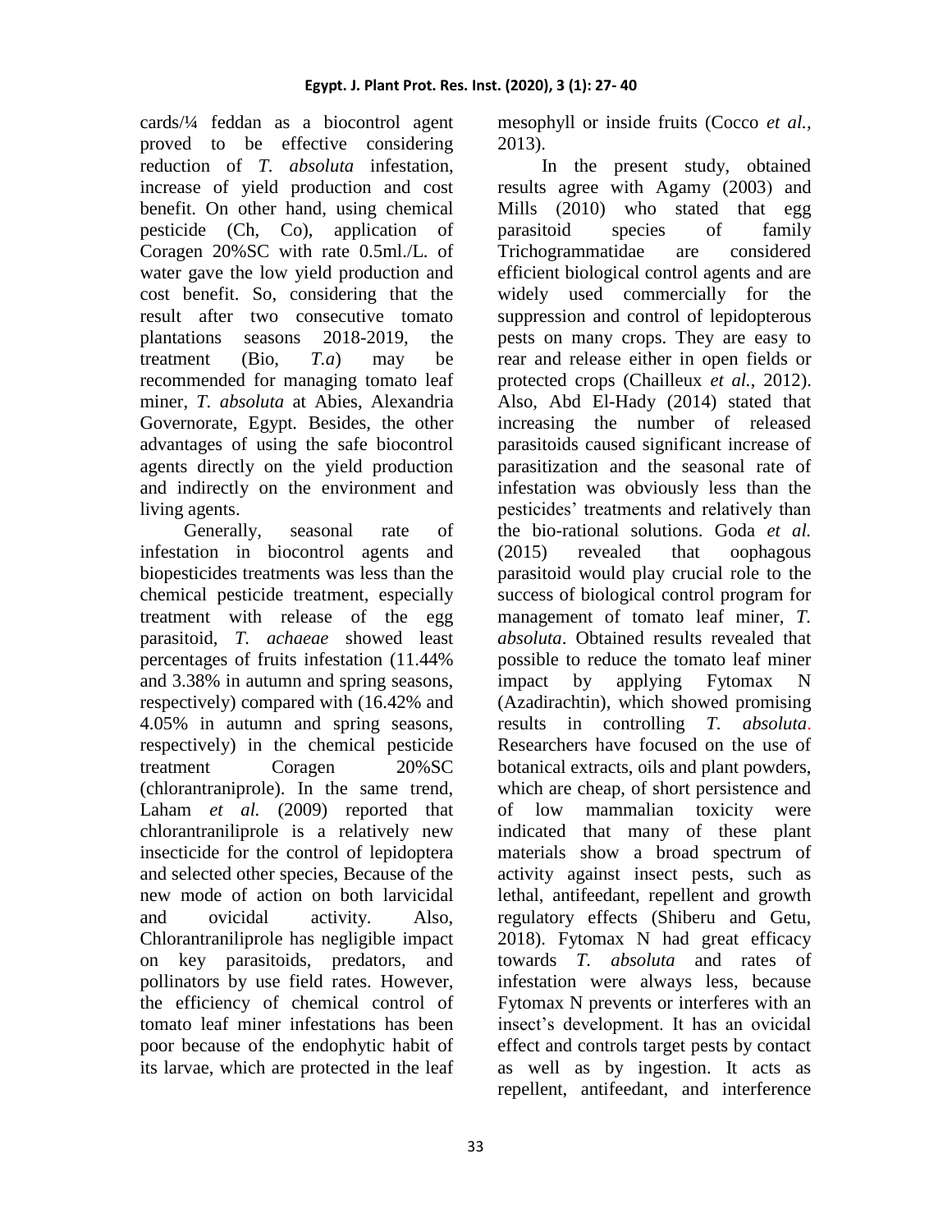cards/¼ feddan as a biocontrol agent proved to be effective considering reduction of *T. absoluta* infestation, increase of yield production and cost benefit. On other hand, using chemical pesticide (Ch, Co), application of Coragen 20%SC with rate 0.5ml./L. of water gave the low yield production and cost benefit. So, considering that the result after two consecutive tomato plantations seasons 2018-2019, the treatment (Bio, *T.a*) may be recommended for managing tomato leaf miner, *T. absoluta* at Abies, Alexandria Governorate, Egypt. Besides, the other advantages of using the safe biocontrol agents directly on the yield production and indirectly on the environment and living agents.

Generally, seasonal rate of infestation in biocontrol agents and biopesticides treatments was less than the chemical pesticide treatment, especially treatment with release of the egg parasitoid, *T. achaeae* showed least percentages of fruits infestation (11.44% and 3.38% in autumn and spring seasons, respectively) compared with (16.42% and 4.05% in autumn and spring seasons, respectively) in the chemical pesticide treatment Coragen 20%SC (chlorantraniprole). In the same trend, Laham *et al.* (2009) reported that chlorantraniliprole is a relatively new insecticide for the control of lepidoptera and selected other species, Because of the new mode of action on both larvicidal and ovicidal activity. Also, Chlorantraniliprole has negligible impact on key parasitoids, predators, and pollinators by use field rates. However, the efficiency of chemical control of tomato leaf miner infestations has been poor because of the endophytic habit of its larvae, which are protected in the leaf mesophyll or inside fruits (Cocco *et al.*, 2013).

In the present study, obtained results agree with Agamy (2003) and Mills (2010) who stated that egg parasitoid species of family Trichogrammatidae are considered efficient biological control agents and are widely used commercially for the suppression and control of lepidopterous pests on many crops. They are easy to rear and release either in open fields or protected crops (Chailleux *et al.*, 2012). Also, Abd El-Hady (2014) stated that increasing the number of released parasitoids caused significant increase of parasitization and the seasonal rate of infestation was obviously less than the pesticides' treatments and relatively than the bio-rational solutions. Goda *et al.* (2015) revealed that oophagous parasitoid would play crucial role to the success of biological control program for management of tomato leaf miner, *T. absoluta*. Obtained results revealed that possible to reduce the tomato leaf miner impact by applying Fytomax N (Azadirachtin), which showed promising results in controlling *T. absoluta*. Researchers have focused on the use of botanical extracts, oils and plant powders, which are cheap, of short persistence and of low mammalian toxicity were indicated that many of these plant materials show a broad spectrum of activity against insect pests, such as lethal, antifeedant, repellent and growth regulatory effects (Shiberu and Getu, 2018). Fytomax N had great efficacy towards *T. absoluta* and rates of infestation were always less, because Fytomax N prevents or interferes with an insect's development. It has an ovicidal effect and controls target pests by contact as well as by ingestion. It acts as repellent, antifeedant, and interference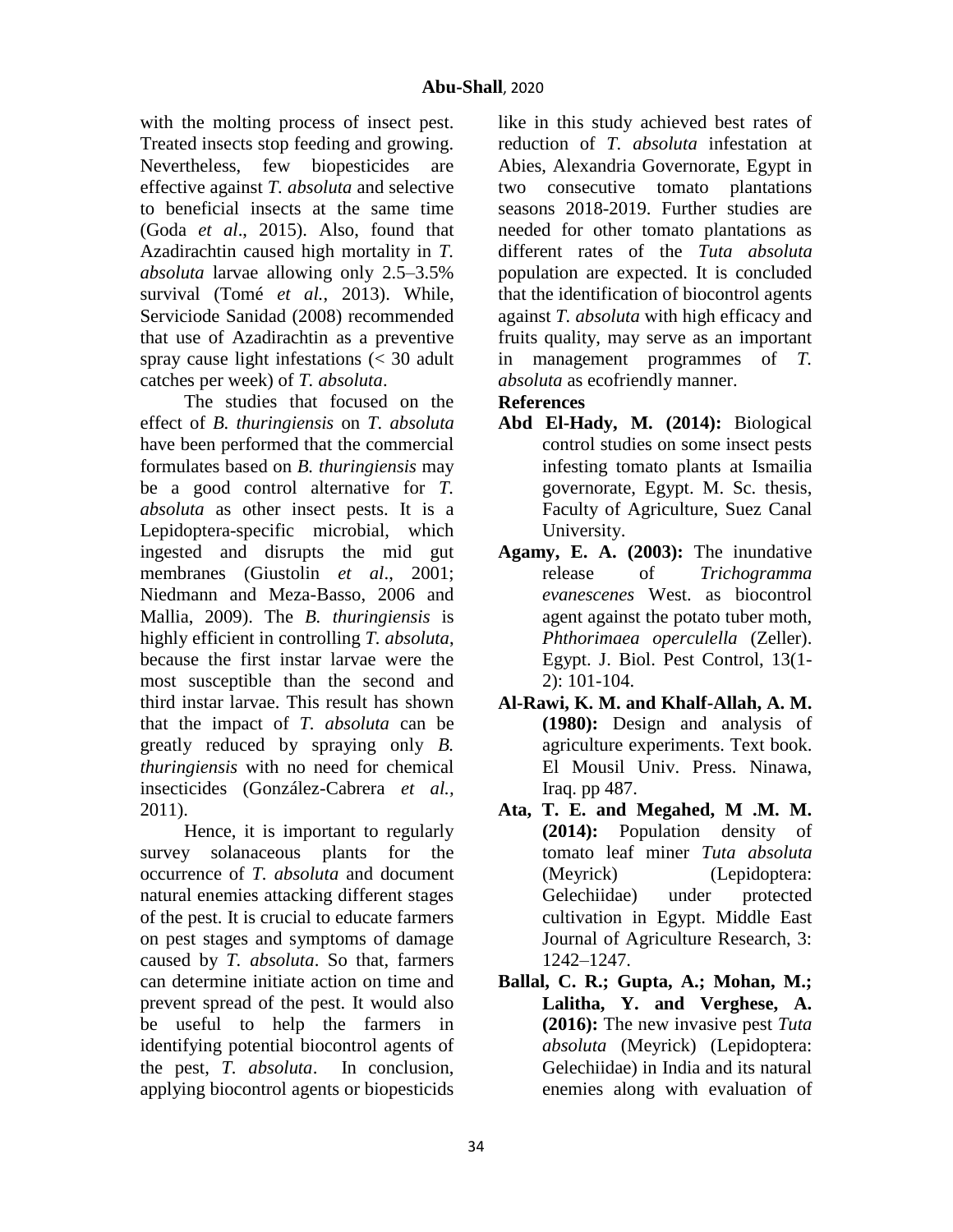with the molting process of insect pest. Treated insects stop feeding and growing. Nevertheless, few biopesticides are effective against *T. absoluta* and selective to beneficial insects at the same time (Goda *et al*., 2015). Also, found that Azadirachtin caused high mortality in *T. absoluta* larvae allowing only 2.5–3.5% survival (Tomé *et al.*, 2013). While, Serviciode Sanidad (2008) recommended that use of Azadirachtin as a preventive spray cause light infestations (< 30 adult catches per week) of *T. absoluta*.

The studies that focused on the effect of *B. thuringiensis* on *T. absoluta* have been performed that the commercial formulates based on *B. thuringiensis* may be a good control alternative for *T. absoluta* as other insect pests. It is a Lepidoptera-specific microbial, which ingested and disrupts the mid gut membranes (Giustolin *et al*., 2001; Niedmann and Meza-Basso, 2006 and Mallia, 2009). The *B. thuringiensis* is highly efficient in controlling *T. absoluta*, because the first instar larvae were the most susceptible than the second and third instar larvae. This result has shown that the impact of *T. absoluta* can be greatly reduced by spraying only *B. thuringiensis* with no need for chemical insecticides (González-Cabrera *et al.,* 2011).

Hence, it is important to regularly survey solanaceous plants for the occurrence of *T. absoluta* and document natural enemies attacking different stages of the pest. It is crucial to educate farmers on pest stages and symptoms of damage caused by *T. absoluta*. So that, farmers can determine initiate action on time and prevent spread of the pest. It would also be useful to help the farmers in identifying potential biocontrol agents of the pest, *T. absoluta*. In conclusion, applying biocontrol agents or biopesticids like in this study achieved best rates of reduction of *T. absoluta* infestation at Abies, Alexandria Governorate, Egypt in two consecutive tomato plantations seasons 2018-2019. Further studies are needed for other tomato plantations as different rates of the *Tuta absoluta* population are expected. It is concluded that the identification of biocontrol agents against *T. absoluta* with high efficacy and fruits quality, may serve as an important in management programmes of *T. absoluta* as ecofriendly manner.

**References**

**Abd El-Hady, M. (2014):** Biological control studies on some insect pests infesting tomato plants at Ismailia governorate, Egypt. M. Sc. thesis, Faculty of Agriculture, Suez Canal University.

**Agamy, E. A. (2003):** The inundative release of *Trichogramma evanescenes* West. as biocontrol agent against the potato tuber moth, *Phthorimaea operculella* (Zeller). Egypt. J. Biol. Pest Control, 13(1-2): 101-104.

**Al-Rawi, K. M. and Khalf-Allah, A. M. (1980):** Design and analysis of agriculture experiments. Text book. El Mousil Univ. Press. Ninawa, Iraq. pp 487.

**Ata, T. E. and Megahed, M .M. M. (2014):** Population density of tomato leaf miner *Tuta absoluta* (Meyrick) (Lepidoptera: Gelechiidae) under protected cultivation in Egypt. Middle East Journal of Agriculture Research, 3: 1242–1247.

**Ballal, C. R.; Gupta, A.; Mohan, M.; Lalitha, Y. and Verghese, A. (2016):** The new invasive pest *Tuta absoluta* (Meyrick) (Lepidoptera: Gelechiidae) in India and its natural enemies along with evaluation of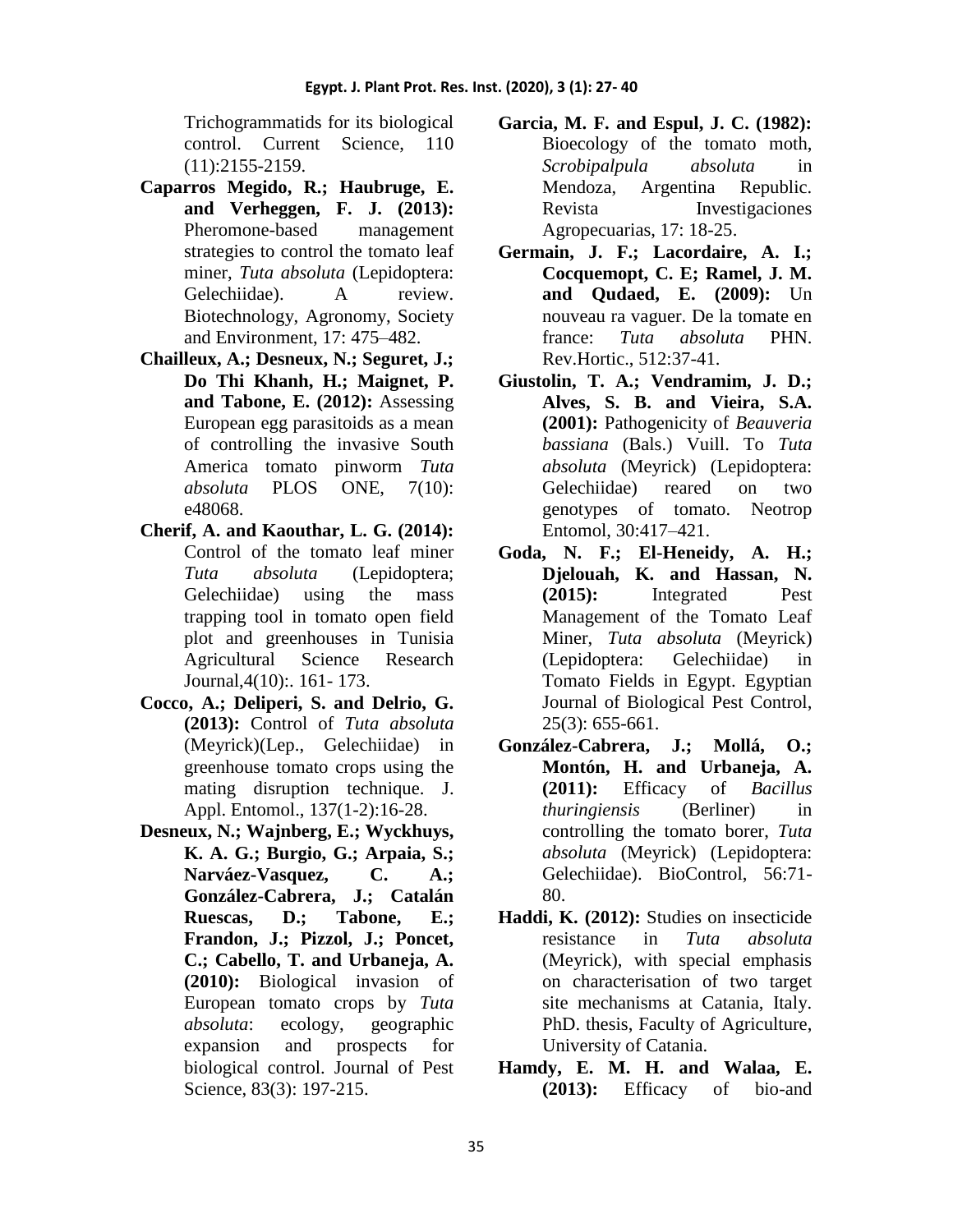Trichogrammatids for its biological control. Current Science, 110 (11):2155-2159.

**Caparros Megido, R.; Haubruge, E. and Verheggen, F. J. (2013):** Pheromone-based management strategies to control the tomato leaf miner, *Tuta absoluta* (Lepidoptera: Gelechiidae). A review. Biotechnology, Agronomy, Society and Environment, 17: 475–482.

**Chailleux, A.; Desneux, N.; Seguret, J.; Do Thi Khanh, H.; Maignet, P. and Tabone, E. (2012):** Assessing European egg parasitoids as a mean of controlling the invasive South America tomato pinworm *Tuta absoluta* PLOS ONE, 7(10): e48068.

**Cherif, A. and Kaouthar, L. G. (2014):** Control of the tomato leaf miner *Tuta absoluta* (Lepidoptera; Gelechiidae) using the mass trapping tool in tomato open field plot and greenhouses in Tunisia Agricultural Science Research Journal,4(10):. 161- 173.

**Cocco, A.; Deliperi, S. and Delrio, G. (2013):** Control of *Tuta absoluta* (Meyrick)(Lep., Gelechiidae) in greenhouse tomato crops using the mating disruption technique. J. Appl. Entomol., 137(1-2):16-28.

**Desneux, N.; Wajnberg, E.; Wyckhuys, K. A. G.; Burgio, G.; Arpaia, S.; Narváez-Vasquez, C. A.; González-Cabrera, J.; Catalán Ruescas, D.; Tabone, E.; Frandon, J.; Pizzol, J.; Poncet, C.; Cabello, T. and Urbaneja, A. (2010):** Biological invasion of European tomato crops by *Tuta absoluta*: ecology, geographic expansion and prospects for biological control. Journal of Pest Science, 83(3): 197-215.

**Garcia, M. F. and Espul, J. C. (1982):** Bioecology of the tomato moth, *Scrobipalpula absoluta* in Mendoza, Argentina Republic. Revista Investigaciones Agropecuarias, 17: 18-25.

**Germain, J. F.; Lacordaire, A. I.; Cocquemopt, C. E; Ramel, J. M. and Qudaed, E. (2009):** Un nouveau ra vaguer. De la tomate en france: *Tuta absoluta* PHN. Rev.Hortic., 512:37-41.

**Giustolin, T. A.; Vendramim, J. D.; Alves, S. B. and Vieira, S.A. (2001):** Pathogenicity of *Beauveria bassiana* (Bals.) Vuill. To *Tuta absoluta* (Meyrick) (Lepidoptera: Gelechiidae) reared on two genotypes of tomato. Neotrop Entomol, 30:417–421.

**Goda, N. F.; El-Heneidy, A. H.; Djelouah, K. and Hassan, N. (2015):** Integrated Pest Management of the Tomato Leaf Miner, *Tuta absoluta* (Meyrick) (Lepidoptera: Gelechiidae) in Tomato Fields in Egypt. Egyptian Journal of Biological Pest Control, 25(3): 655-661.

**González-Cabrera, J.; Mollá, O.; Montón, H. and Urbaneja, A. (2011):** Efficacy of *Bacillus thuringiensis* (Berliner) in controlling the tomato borer, *Tuta absoluta* (Meyrick) (Lepidoptera: Gelechiidae). BioControl, 56:71-80.

**Haddi, K. (2012):** Studies on insecticide resistance in *Tuta absoluta* (Meyrick), with special emphasis on characterisation of two target site mechanisms at Catania, Italy. PhD. thesis, Faculty of Agriculture, University of Catania.

**Hamdy, E. M. H. and Walaa, E. (2013):** Efficacy of bio-and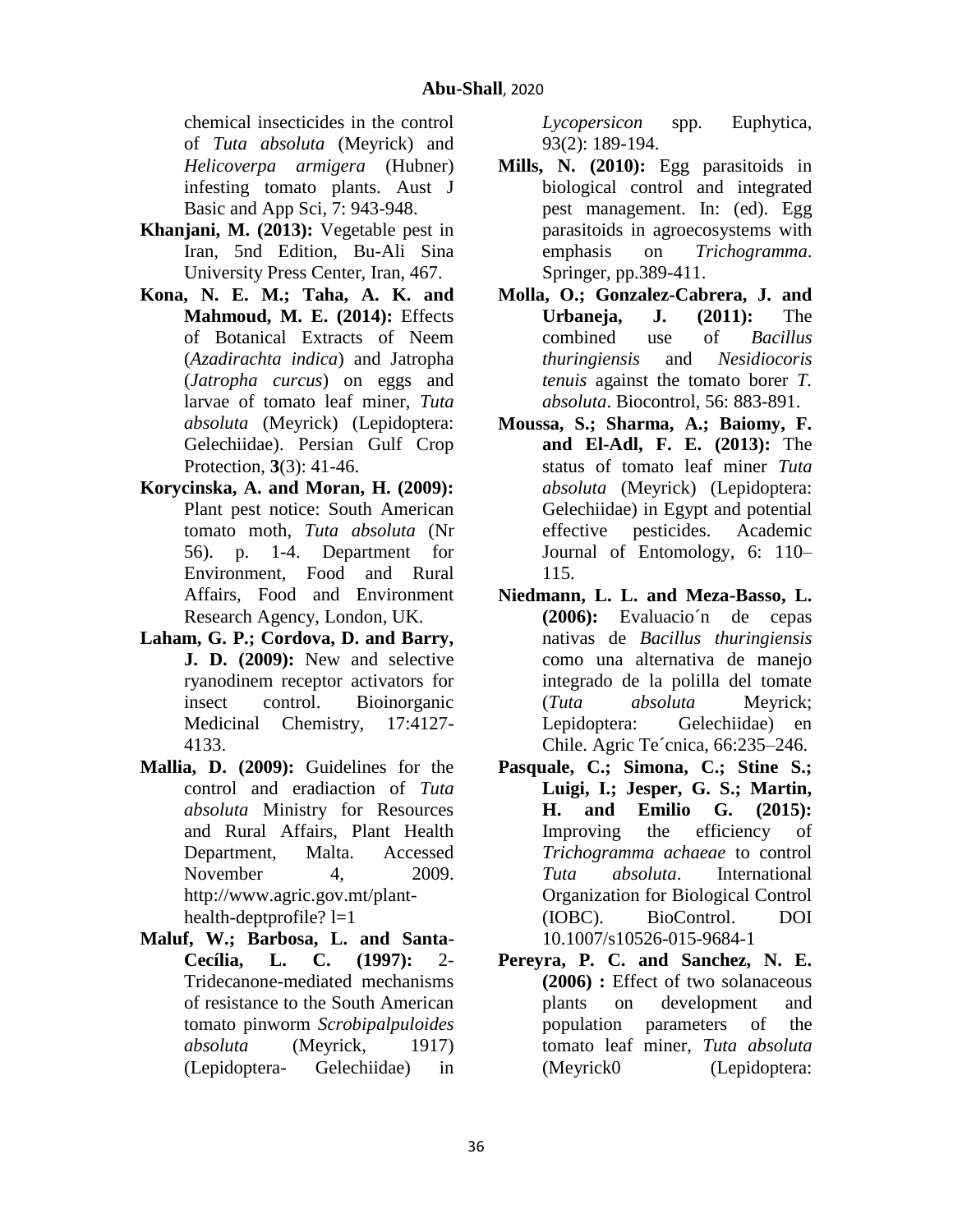chemical insecticides in the control of *Tuta absoluta* (Meyrick) and *Helicoverpa armigera* (Hubner) infesting tomato plants. Aust J Basic and App Sci, 7: 943-948.

**Khanjani, M. (2013):** Vegetable pest in Iran, 5nd Edition, Bu-Ali Sina University Press Center, Iran, 467.

**Kona, N. E. M.; Taha, A. K. and Mahmoud, M. E. (2014):** Effects of Botanical Extracts of Neem (*Azadirachta indica*) and Jatropha (*Jatropha curcus*) on eggs and larvae of tomato leaf miner, *Tuta absoluta* (Meyrick) (Lepidoptera: Gelechiidae). Persian Gulf Crop Protection, **3**(3): 41-46.

**Korycinska, A. and Moran, H. (2009):** Plant pest notice: South American tomato moth, *Tuta absoluta* (Nr 56). p. 1-4. Department for Environment, Food and Rural Affairs, Food and Environment Research Agency, London, UK.

**Laham, G. P.; Cordova, D. and Barry, J. D. (2009):** New and selective ryanodinem receptor activators for insect control. Bioinorganic Medicinal Chemistry, 17:4127-4133.

**Mallia, D. (2009):** Guidelines for the control and eradiaction of *Tuta absoluta* Ministry for Resources and Rural Affairs, Plant Health Department, Malta. Accessed November 4, 2009. http://www.agric.gov.mt/plant-health-deptprofile? l=1

**Maluf, W.; Barbosa, L. and Santa-Cecília, L. C. (1997):** 2-Tridecanone-mediated mechanisms of resistance to the South American tomato pinworm *Scrobipalpuloides absoluta* (Meyrick, 1917) (Lepidoptera- Gelechiidae) in *Lycopersicon* spp. Euphytica, 93(2): 189-194.

**Mills, N. (2010):** Egg parasitoids in biological control and integrated pest management. In: (ed). Egg parasitoids in agroecosystems with emphasis on *Trichogramma*. Springer, pp.389-411.

**Molla, O.; Gonzalez-Cabrera, J. and Urbaneja, J. (2011):** The combined use of *Bacillus thuringiensis* and *Nesidiocoris tenuis* against the tomato borer *T. absoluta*. Biocontrol, 56: 883-891.

**Moussa, S.; Sharma, A.; Baiomy, F. and El-Adl, F. E. (2013):** The status of tomato leaf miner *Tuta absoluta* (Meyrick) (Lepidoptera: Gelechiidae) in Egypt and potential effective pesticides. Academic Journal of Entomology, 6: 110–115.

**Niedmann, L. L. and Meza-Basso, L. (2006):** Evaluacio´n de cepas nativas de *Bacillus thuringiensis* como una alternativa de manejo integrado de la polilla del tomate (*Tuta absoluta* Meyrick; Lepidoptera: Gelechiidae) en Chile. Agric Te´cnica, 66:235–246.

**Pasquale, C.; Simona, C.; Stine S.; Luigi, I.; Jesper, G. S.; Martin, H. and Emilio G. (2015):** Improving the efficiency of *Trichogramma achaeae* to control *Tuta absoluta*. International Organization for Biological Control (IOBC). BioControl. DOI 10.1007/s10526-015-9684-1

**Pereyra, P. C. and Sanchez, N. E. (2006) :** Effect of two solanaceous plants on development and population parameters of the tomato leaf miner, *Tuta absoluta* (Meyrick0 (Lepidoptera: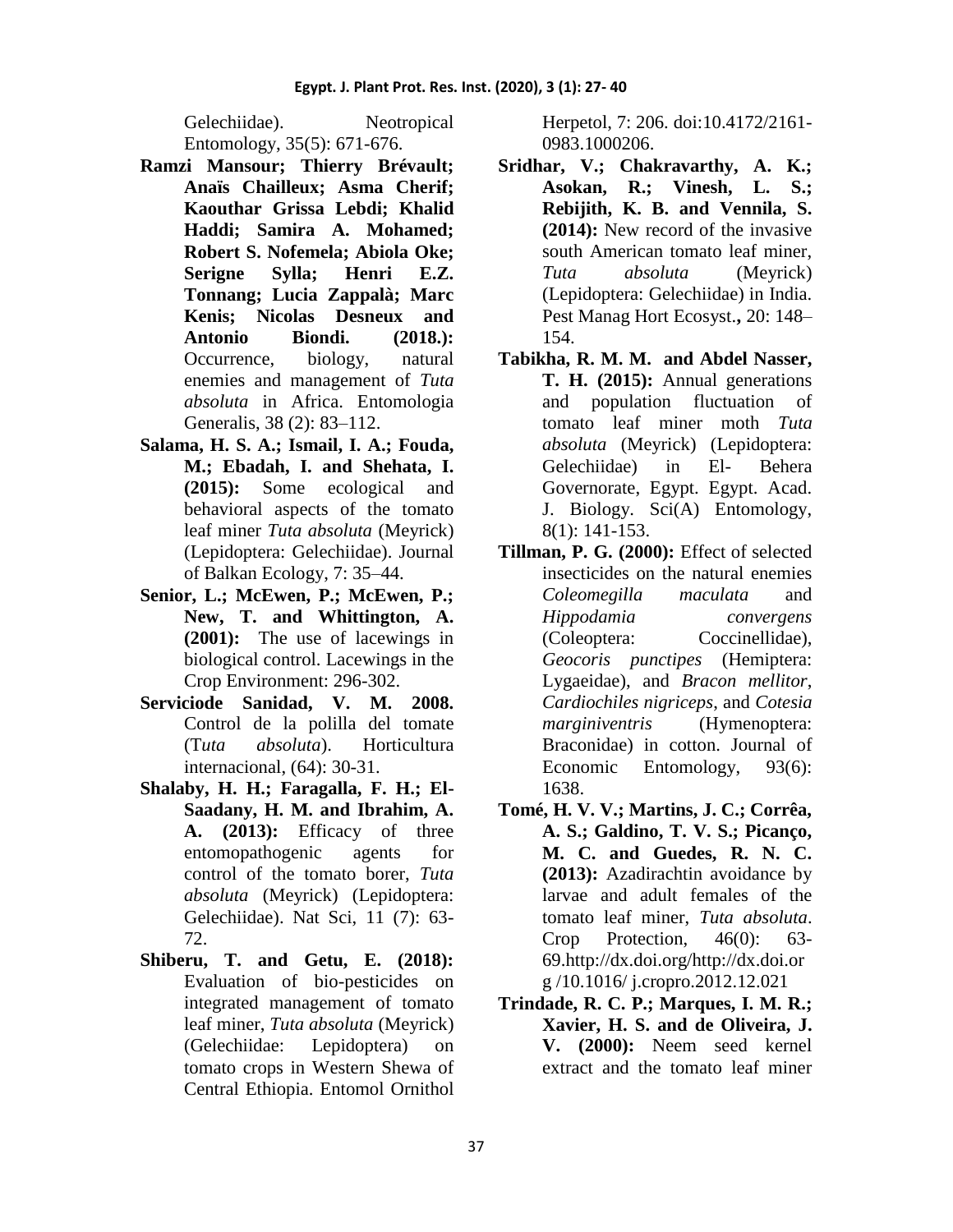Gelechiidae). Neotropical Entomology, 35(5): 671-676.

**Ramzi Mansour; Thierry Brévault; Anaïs Chailleux; Asma Cherif; Kaouthar Grissa Lebdi; Khalid Haddi; Samira A. Mohamed; Robert S. Nofemela; Abiola Oke; Serigne Sylla; Henri E.Z. Tonnang; Lucia Zappalà; Marc Kenis; Nicolas Desneux and Antonio Biondi. (2018.):** Occurrence, biology, natural enemies and management of *Tuta absoluta* in Africa. Entomologia Generalis, 38 (2): 83–112.

**Salama, H. S. A.; Ismail, I. A.; Fouda, M.; Ebadah, I. and Shehata, I. (2015):** Some ecological and behavioral aspects of the tomato leaf miner *Tuta absoluta* (Meyrick) (Lepidoptera: Gelechiidae). Journal of Balkan Ecology, 7: 35–44.

**Senior, L.; McEwen, P.; McEwen, P.; New, T. and Whittington, A. (2001):** The use of lacewings in biological control. Lacewings in the Crop Environment: 296-302.

**Serviciode Sanidad, V. M. 2008.** Control de la polilla del tomate (T*uta absoluta*). Horticultura internacional, (64): 30-31.

**Shalaby, H. H.; Faragalla, F. H.; El-Saadany, H. M. and Ibrahim, A. A. (2013):** Efficacy of three entomopathogenic agents for control of the tomato borer, *Tuta absoluta* (Meyrick) (Lepidoptera: Gelechiidae). Nat Sci, 11 (7): 63-72.

**Shiberu, T. and Getu, E. (2018):** Evaluation of bio-pesticides on integrated management of tomato leaf miner, *Tuta absoluta* (Meyrick) (Gelechiidae: Lepidoptera) on tomato crops in Western Shewa of Central Ethiopia. Entomol Ornithol Herpetol, 7: 206. doi:10.4172/2161-0983.1000206.

**Sridhar, V.; Chakravarthy, A. K.; Asokan, R.; Vinesh, L. S.; Rebijith, K. B. and Vennila, S. (2014):** New record of the invasive south American tomato leaf miner, *Tuta absoluta* (Meyrick) (Lepidoptera: Gelechiidae) in India. Pest Manag Hort Ecosyst., 20: 148–154.

**Tabikha, R. M. M. and Abdel Nasser, T. H. (2015):** Annual generations and population fluctuation of tomato leaf miner moth *Tuta absoluta* (Meyrick) (Lepidoptera: Gelechiidae) in El- Behera Governorate, Egypt. Egypt. Acad. J. Biology. Sci(A) Entomology, 8(1): 141-153.

**Tillman, P. G. (2000):** Effect of selected insecticides on the natural enemies *Coleomegilla maculata* and *Hippodamia convergens* (Coleoptera: Coccinellidae), *Geocoris punctipes* (Hemiptera: Lygaeidae), and *Bracon mellitor*, *Cardiochiles nigriceps*, and *Cotesia marginiventris* (Hymenoptera: Braconidae) in cotton. Journal of Economic Entomology, 93(6): 1638.

**Tomé, H. V. V.; Martins, J. C.; Corrêa, A. S.; Galdino, T. V. S.; Picanço, M. C. and Guedes, R. N. C. (2013):** Azadirachtin avoidance by larvae and adult females of the tomato leaf miner, *Tuta absoluta*. Crop Protection, 46(0): 63-69.http://dx.doi.org/http://dx.doi.org /10.1016/ j.cropro.2012.12.021

**Trindade, R. C. P.; Marques, I. M. R.; Xavier, H. S. and de Oliveira, J. V. (2000):** Neem seed kernel extract and the tomato leaf miner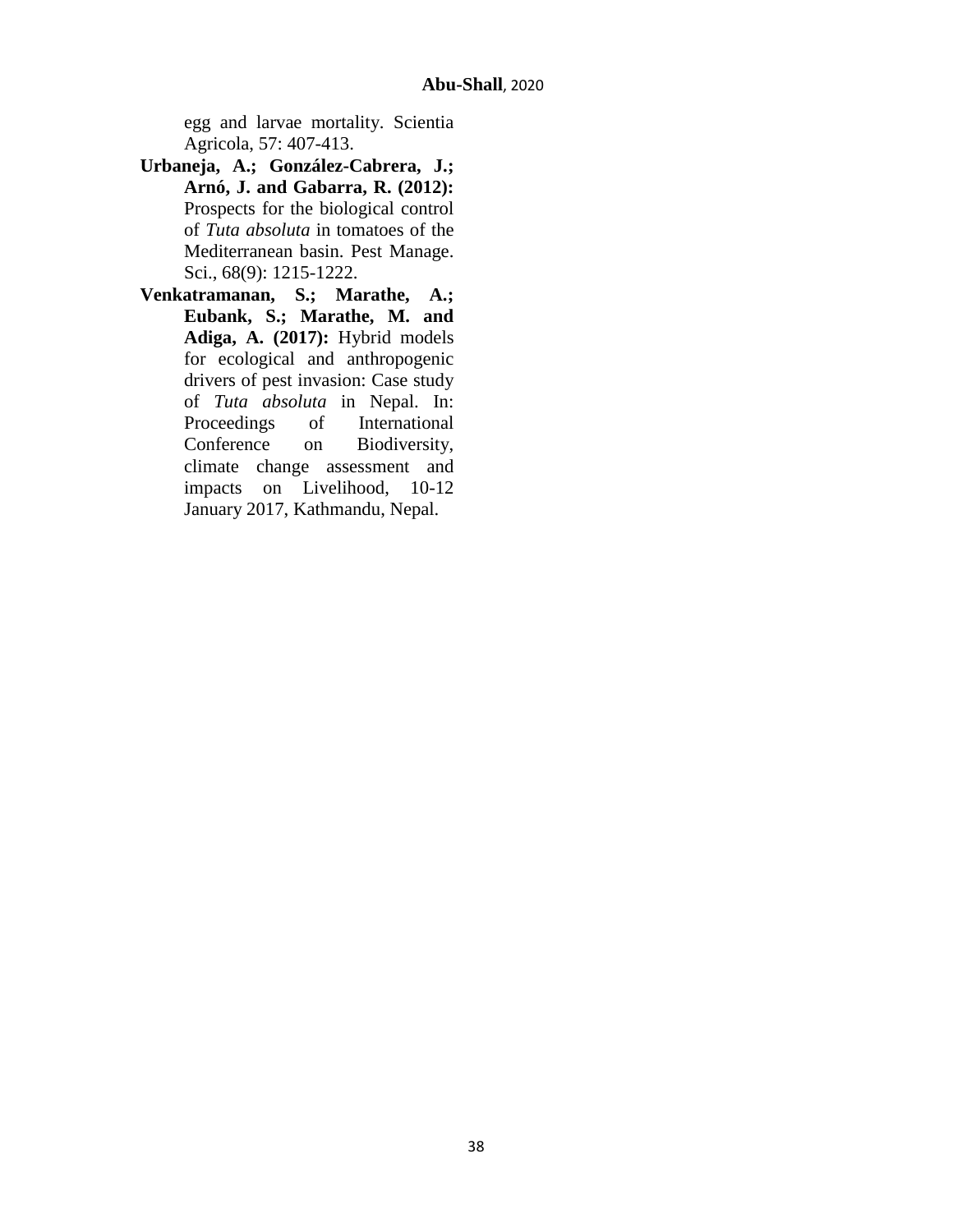egg and larvae mortality. Scientia Agricola, 57: 407-413.

**Urbaneja, A.; González-Cabrera, J.; Arnó, J. and Gabarra, R. (2012):** Prospects for the biological control of *Tuta absoluta* in tomatoes of the Mediterranean basin. Pest Manage. Sci., 68(9): 1215-1222.

**Venkatramanan, S.; Marathe, A.; Eubank, S.; Marathe, M. and Adiga, A. (2017):** Hybrid models for ecological and anthropogenic drivers of pest invasion: Case study of *Tuta absoluta* in Nepal. In: Proceedings of International Conference on Biodiversity, climate change assessment and impacts on Livelihood, 10-12 January 2017, Kathmandu, Nepal.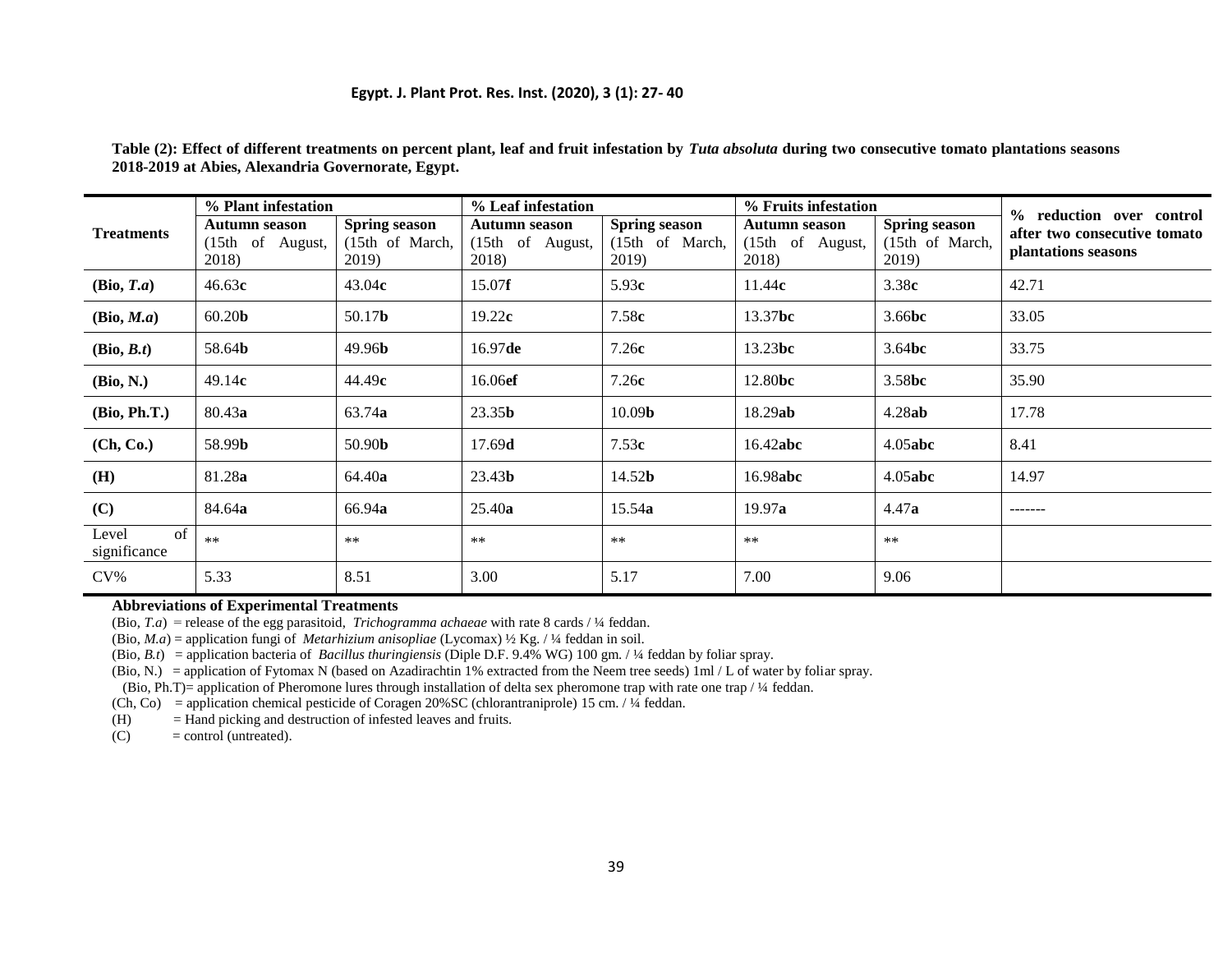**Table (2): Effect of different treatments on percent plant, leaf and fruit infestation by *Tuta absoluta* during two consecutive tomato plantations seasons 2018-2019 at Abies, Alexandria Governorate, Egypt.**

| Treatments | % Plant infestation | | % Leaf infestation | | % Fruits infestation | | % reduction over control after two consecutive tomato plantations seasons |
|---|---|---|---|---|---|---|---|
| | Autumn season (15th of August, 2018) | Spring season (15th of March, 2019) | Autumn season (15th of August, 2018) | Spring season (15th of March, 2019) | Autumn season (15th of August, 2018) | Spring season (15th of March, 2019) | |
| **(Bio, *T.a*)** | 46.63**c** | 43.04**c** | 15.07**f** | 5.93**c** | 11.44**c** | 3.38**c** | 42.71 |
| **(Bio, *M.a*)** | 60.20**b** | 50.17**b** | 19.22**c** | 7.58**c** | 13.37**bc** | 3.66**bc** | 33.05 |
| **(Bio, *B.t*)** | 58.64**b** | 49.96**b** | 16.97**de** | 7.26**c** | 13.23**bc** | 3.64**bc** | 33.75 |
| **(Bio, N.)** | 49.14**c** | 44.49**c** | 16.06**ef** | 7.26**c** | 12.80**bc** | 3.58**bc** | 35.90 |
| **(Bio, Ph.T.)** | 80.43**a** | 63.74**a** | 23.35**b** | 10.09**b** | 18.29**ab** | 4.28**ab** | 17.78 |
| **(Ch, Co.)** | 58.99**b** | 50.90**b** | 17.69**d** | 7.53**c** | 16.42**abc** | 4.05**abc** | 8.41 |
| **(H)** | 81.28**a** | 64.40**a** | 23.43**b** | 14.52**b** | 16.98**abc** | 4.05**abc** | 14.97 |
| **(C)** | 84.64**a** | 66.94**a** | 25.40**a** | 15.54**a** | 19.97**a** | 4.47**a** | ------- |
| Level of significance | ** | ** | ** | ** | ** | ** | |
| CV% | 5.33 | 8.51 | 3.00 | 5.17 | 7.00 | 9.06 | |

**Abbreviations of Experimental Treatments**

(Bio, *T.a*) = release of the egg parasitoid, *Trichogramma achaeae* with rate 8 cards / ¼ feddan.

(Bio, *M.a*) = application fungi of *Metarhizium anisopliae* (Lycomax) ½ Kg. / ¼ feddan in soil.

(Bio, *B.t*) = application bacteria of *Bacillus thuringiensis* (Diple D.F. 9.4% WG) 100 gm. / ¼ feddan by foliar spray.

(Bio, N.) = application of Fytomax N (based on Azadirachtin 1% extracted from the Neem tree seeds) 1ml / L of water by foliar spray.

(Bio, Ph.T)= application of Pheromone lures through installation of delta sex pheromone trap with rate one trap / ¼ feddan.

(Ch, Co) = application chemical pesticide of Coragen 20%SC (chlorantraniprole) 15 cm. / ¼ feddan.

(H) = Hand picking and destruction of infested leaves and fruits.

(C) = control (untreated).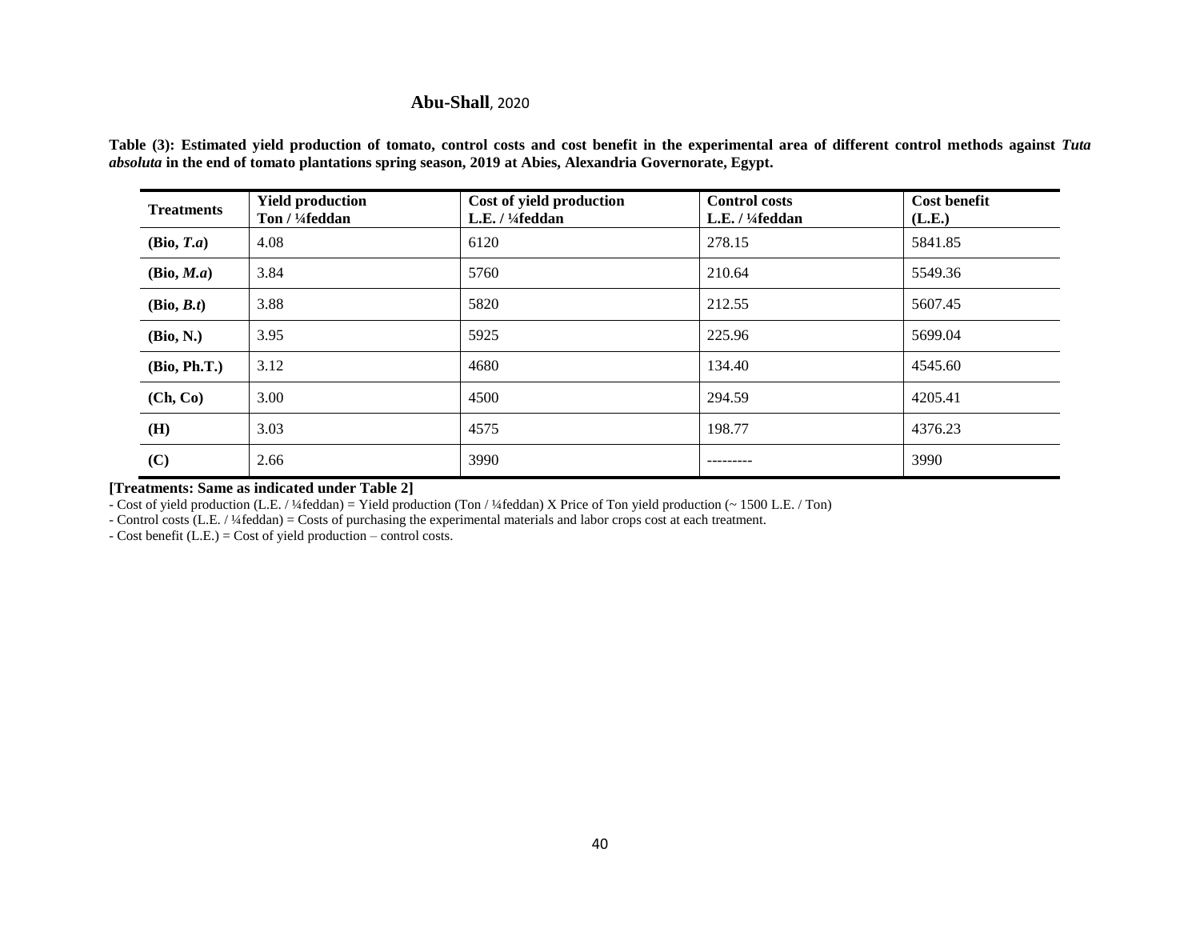**Table (3): Estimated yield production of tomato, control costs and cost benefit in the experimental area of different control methods against *Tuta absoluta* in the end of tomato plantations spring season, 2019 at Abies, Alexandria Governorate, Egypt.**

| Treatments | Yield production Ton / ¼feddan | Cost of yield production L.E. / ¼feddan | Control costs L.E. / ¼feddan | Cost benefit (L.E.) |
|---|---|---|---|---|
| **(Bio, *T.a*)** | 4.08 | 6120 | 278.15 | 5841.85 |
| **(Bio, *M.a*)** | 3.84 | 5760 | 210.64 | 5549.36 |
| **(Bio, *B.t*)** | 3.88 | 5820 | 212.55 | 5607.45 |
| **(Bio, N.)** | 3.95 | 5925 | 225.96 | 5699.04 |
| **(Bio, Ph.T.)** | 3.12 | 4680 | 134.40 | 4545.60 |
| **(Ch, Co)** | 3.00 | 4500 | 294.59 | 4205.41 |
| **(H)** | 3.03 | 4575 | 198.77 | 4376.23 |
| **(C)** | 2.66 | 3990 | --------- | 3990 |

**[Treatments: Same as indicated under Table 2]**

- Cost of yield production (L.E. / ¼feddan) = Yield production (Ton / ¼feddan) X Price of Ton yield production (~ 1500 L.E. / Ton)

- Control costs (L.E. / ¼feddan) = Costs of purchasing the experimental materials and labor crops cost at each treatment.

- Cost benefit (L.E.) = Cost of yield production – control costs.